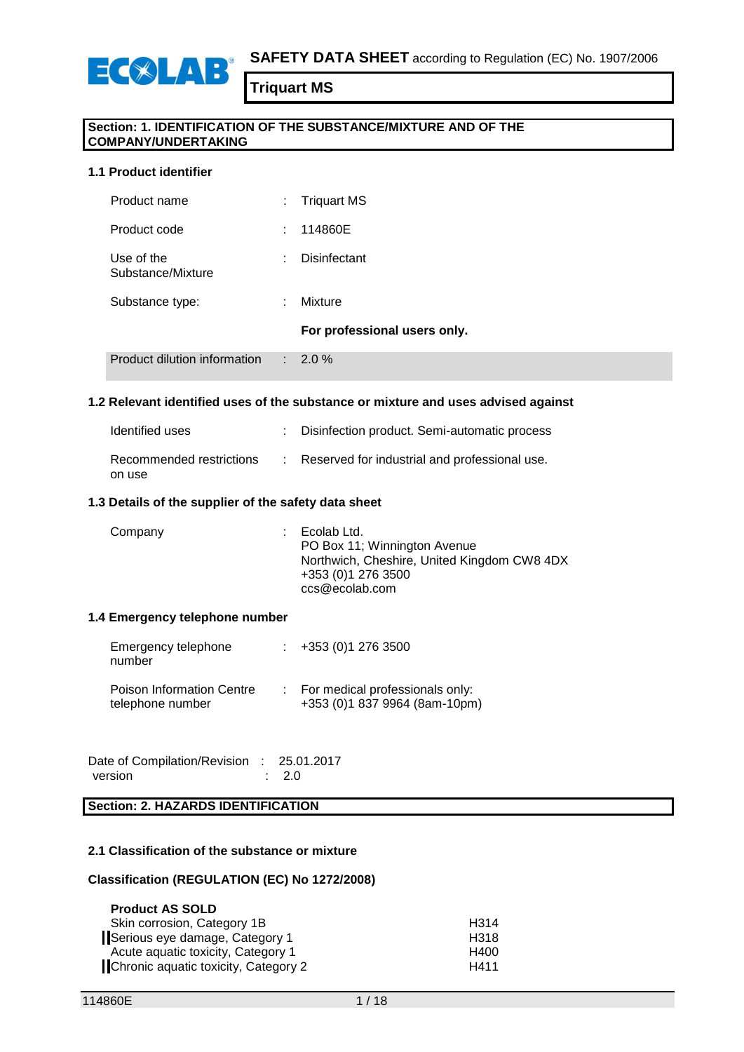**SAFETY DATA SHEET** according to Regulation (EC) No. 1907/2006

# Triquart MS

## Section: 1. IDENTIFICATION OF THE SUBSTANCE/MIXTURE AND OF THE COMPANY/UNDERTAKING

### 1.1 Product identifier

| | | |
|---|---|---|
| Product name | : | Triquart MS |
| Product code | : | 114860E |
| Use of the Substance/Mixture | : | Disinfectant |
| Substance type: | : | Mixture |
| | | **For professional users only.** |
| Product dilution information | : | 2.0 % |

### 1.2 Relevant identified uses of the substance or mixture and uses advised against

| | | |
|---|---|---|
| Identified uses | : | Disinfection product. Semi-automatic process |
| Recommended restrictions on use | : | Reserved for industrial and professional use. |

### 1.3 Details of the supplier of the safety data sheet

| | | |
|---|---|---|
| Company | : | Ecolab Ltd.<br>PO Box 11; Winnington Avenue<br>Northwich, Cheshire, United Kingdom CW8 4DX<br>+353 (0)1 276 3500<br>ccs@ecolab.com |

### 1.4 Emergency telephone number

| | | |
|---|---|---|
| Emergency telephone number | : | +353 (0)1 276 3500 |
| Poison Information Centre telephone number | : | For medical professionals only:<br>+353 (0)1 837 9964 (8am-10pm) |

| | | |
|---|---|---|
| Date of Compilation/Revision | : | 25.01.2017 |
| version | : | 2.0 |

## Section: 2. HAZARDS IDENTIFICATION

### 2.1 Classification of the substance or mixture

**Classification (REGULATION (EC) No 1272/2008)**

**Product AS SOLD**

| | |
|---|---|
| Skin corrosion, Category 1B | H314 |
| Serious eye damage, Category 1 | H318 |
| Acute aquatic toxicity, Category 1 | H400 |
| Chronic aquatic toxicity, Category 2 | H411 |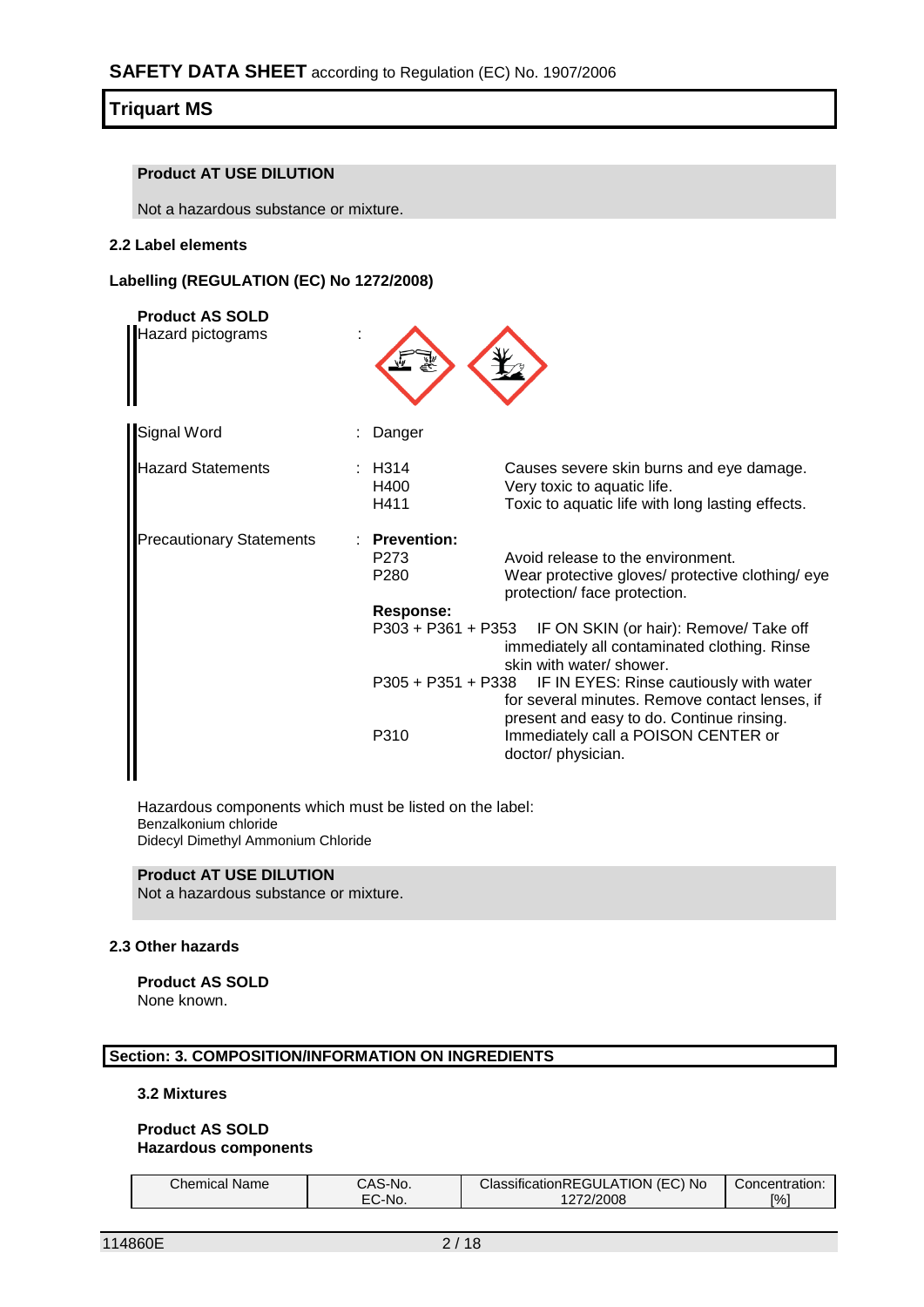**Product AT USE DILUTION**

Not a hazardous substance or mixture.

#### 2.2 Label elements

#### Labelling (REGULATION (EC) No 1272/2008)

**Product AS SOLD**

| | | |
|---|---|---|
| Hazard pictograms | : | |
| Signal Word | : Danger | |
| Hazard Statements | : H314 | Causes severe skin burns and eye damage. |
| | H400 | Very toxic to aquatic life. |
| | H411 | Toxic to aquatic life with long lasting effects. |
| Precautionary Statements | : **Prevention:** | |
| | P273 | Avoid release to the environment. |
| | P280 | Wear protective gloves/ protective clothing/ eye protection/ face protection. |
| | **Response:** | |
| | P303 + P361 + P353 | IF ON SKIN (or hair): Remove/ Take off immediately all contaminated clothing. Rinse skin with water/ shower. |
| | P305 + P351 + P338 | IF IN EYES: Rinse cautiously with water for several minutes. Remove contact lenses, if present and easy to do. Continue rinsing. |
| | P310 | Immediately call a POISON CENTER or doctor/ physician. |

Hazardous components which must be listed on the label:
Benzalkonium chloride
Didecyl Dimethyl Ammonium Chloride

**Product AT USE DILUTION**
Not a hazardous substance or mixture.

#### 2.3 Other hazards

**Product AS SOLD**
None known.

## Section: 3. COMPOSITION/INFORMATION ON INGREDIENTS

#### 3.2 Mixtures

**Product AS SOLD**
**Hazardous components**

| Chemical Name | CAS-No.<br>EC-No. | ClassificationREGULATION (EC) No 1272/2008 | Concentration: [%] |
|---|---|---|---|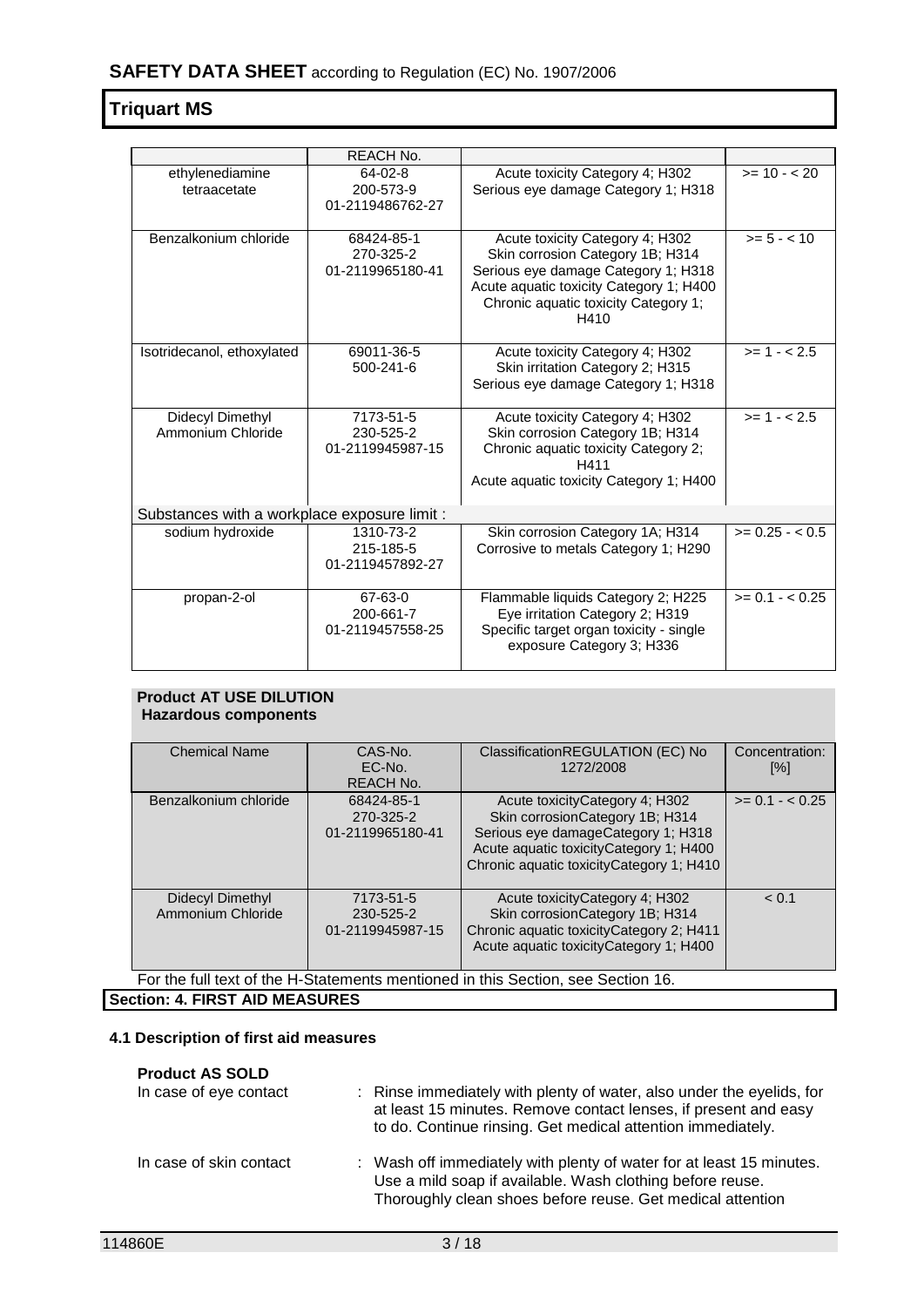**Triquart MS**

| | REACH No. | | |
|---|---|---|---|
| ethylenediamine tetraacetate | 64-02-8<br>200-573-9<br>01-2119486762-27 | Acute toxicity Category 4; H302<br>Serious eye damage Category 1; H318 | >= 10 - < 20 |
| Benzalkonium chloride | 68424-85-1<br>270-325-2<br>01-2119965180-41 | Acute toxicity Category 4; H302<br>Skin corrosion Category 1B; H314<br>Serious eye damage Category 1; H318<br>Acute aquatic toxicity Category 1; H400<br>Chronic aquatic toxicity Category 1; H410 | >= 5 - < 10 |
| Isotridecanol, ethoxylated | 69011-36-5<br>500-241-6 | Acute toxicity Category 4; H302<br>Skin irritation Category 2; H315<br>Serious eye damage Category 1; H318 | >= 1 - < 2.5 |
| Didecyl Dimethyl Ammonium Chloride | 7173-51-5<br>230-525-2<br>01-2119945987-15 | Acute toxicity Category 4; H302<br>Skin corrosion Category 1B; H314<br>Chronic aquatic toxicity Category 2; H411<br>Acute aquatic toxicity Category 1; H400 | >= 1 - < 2.5 |
| Substances with a workplace exposure limit : | | | |
| sodium hydroxide | 1310-73-2<br>215-185-5<br>01-2119457892-27 | Skin corrosion Category 1A; H314<br>Corrosive to metals Category 1; H290 | >= 0.25 - < 0.5 |
| propan-2-ol | 67-63-0<br>200-661-7<br>01-2119457558-25 | Flammable liquids Category 2; H225<br>Eye irritation Category 2; H319<br>Specific target organ toxicity - single exposure Category 3; H336 | >= 0.1 - < 0.25 |

**Product AT USE DILUTION**
**Hazardous components**

| Chemical Name | CAS-No.<br>EC-No.<br>REACH No. | ClassificationREGULATION (EC) No 1272/2008 | Concentration: [%] |
|---|---|---|---|
| Benzalkonium chloride | 68424-85-1<br>270-325-2<br>01-2119965180-41 | Acute toxicityCategory 4; H302<br>Skin corrosionCategory 1B; H314<br>Serious eye damageCategory 1; H318<br>Acute aquatic toxicityCategory 1; H400<br>Chronic aquatic toxicityCategory 1; H410 | >= 0.1 - < 0.25 |
| Didecyl Dimethyl Ammonium Chloride | 7173-51-5<br>230-525-2<br>01-2119945987-15 | Acute toxicityCategory 4; H302<br>Skin corrosionCategory 1B; H314<br>Chronic aquatic toxicityCategory 2; H411<br>Acute aquatic toxicityCategory 1; H400 | < 0.1 |

For the full text of the H-Statements mentioned in this Section, see Section 16.

## Section: 4. FIRST AID MEASURES

### 4.1 Description of first aid measures

**Product AS SOLD**

In case of eye contact : Rinse immediately with plenty of water, also under the eyelids, for at least 15 minutes. Remove contact lenses, if present and easy to do. Continue rinsing. Get medical attention immediately.

In case of skin contact : Wash off immediately with plenty of water for at least 15 minutes. Use a mild soap if available. Wash clothing before reuse. Thoroughly clean shoes before reuse. Get medical attention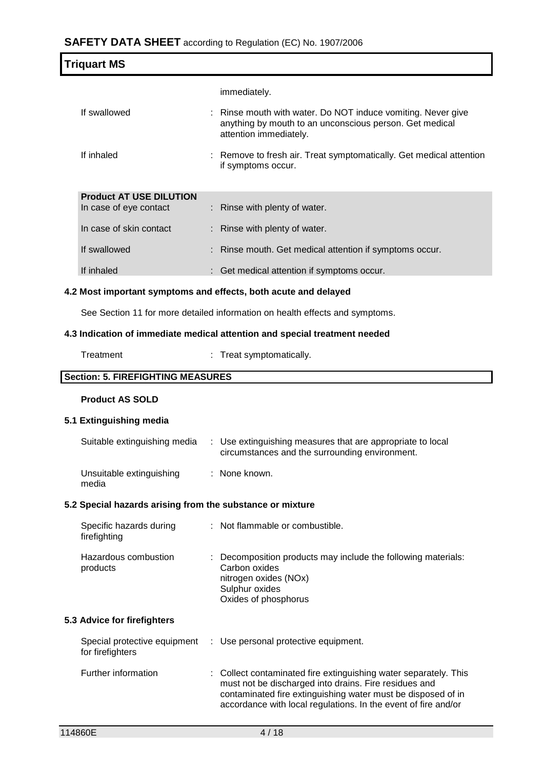immediately.

| | |
|---|---|
| If swallowed | : Rinse mouth with water. Do NOT induce vomiting. Never give anything by mouth to an unconscious person. Get medical attention immediately. |
| If inhaled | : Remove to fresh air. Treat symptomatically. Get medical attention if symptoms occur. |

**Product AT USE DILUTION**

| | |
|---|---|
| In case of eye contact | : Rinse with plenty of water. |
| In case of skin contact | : Rinse with plenty of water. |
| If swallowed | : Rinse mouth. Get medical attention if symptoms occur. |
| If inhaled | : Get medical attention if symptoms occur. |

### 4.2 Most important symptoms and effects, both acute and delayed

See Section 11 for more detailed information on health effects and symptoms.

### 4.3 Indication of immediate medical attention and special treatment needed

| | |
|---|---|
| Treatment | : Treat symptomatically. |

## Section: 5. FIREFIGHTING MEASURES

**Product AS SOLD**

### 5.1 Extinguishing media

| | |
|---|---|
| Suitable extinguishing media | : Use extinguishing measures that are appropriate to local circumstances and the surrounding environment. |
| Unsuitable extinguishing media | : None known. |

### 5.2 Special hazards arising from the substance or mixture

| | |
|---|---|
| Specific hazards during firefighting | : Not flammable or combustible. |
| Hazardous combustion products | : Decomposition products may include the following materials: Carbon oxides nitrogen oxides (NOx) Sulphur oxides Oxides of phosphorus |

### 5.3 Advice for firefighters

| | |
|---|---|
| Special protective equipment for firefighters | : Use personal protective equipment. |
| Further information | : Collect contaminated fire extinguishing water separately. This must not be discharged into drains. Fire residues and contaminated fire extinguishing water must be disposed of in accordance with local regulations. In the event of fire and/or |

114860E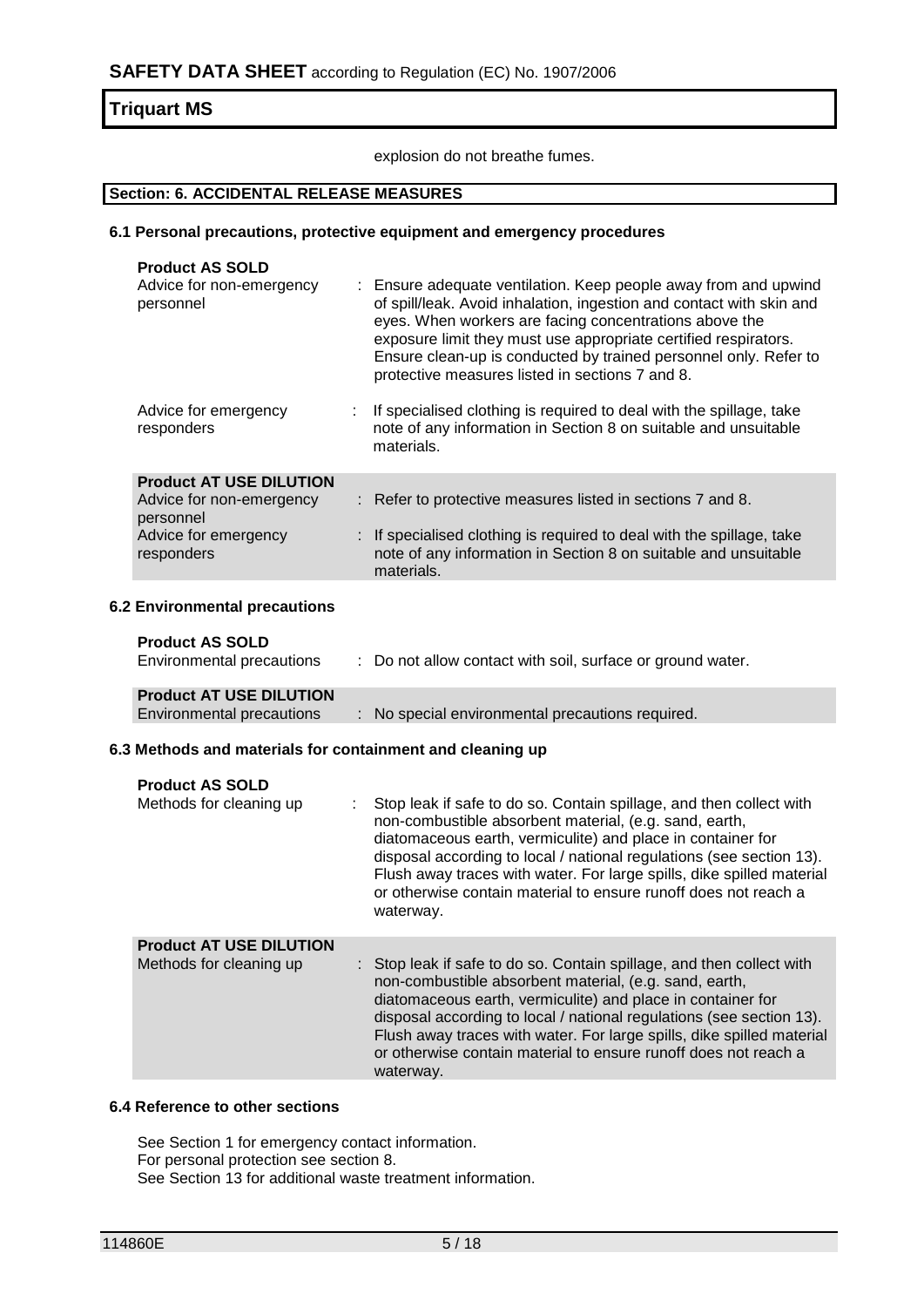explosion do not breathe fumes.

## Section: 6. ACCIDENTAL RELEASE MEASURES

### 6.1 Personal precautions, protective equipment and emergency procedures

**Product AS SOLD**

| | |
|---|---|
| Advice for non-emergency personnel | : Ensure adequate ventilation. Keep people away from and upwind of spill/leak. Avoid inhalation, ingestion and contact with skin and eyes. When workers are facing concentrations above the exposure limit they must use appropriate certified respirators. Ensure clean-up is conducted by trained personnel only. Refer to protective measures listed in sections 7 and 8. |
| Advice for emergency responders | : If specialised clothing is required to deal with the spillage, take note of any information in Section 8 on suitable and unsuitable materials. |

**Product AT USE DILUTION**

| | |
|---|---|
| Advice for non-emergency personnel | : Refer to protective measures listed in sections 7 and 8. |
| Advice for emergency responders | : If specialised clothing is required to deal with the spillage, take note of any information in Section 8 on suitable and unsuitable materials. |

### 6.2 Environmental precautions

**Product AS SOLD**

| | |
|---|---|
| Environmental precautions | : Do not allow contact with soil, surface or ground water. |

**Product AT USE DILUTION**

| | |
|---|---|
| Environmental precautions | : No special environmental precautions required. |

### 6.3 Methods and materials for containment and cleaning up

**Product AS SOLD**

| | |
|---|---|
| Methods for cleaning up | : Stop leak if safe to do so. Contain spillage, and then collect with non-combustible absorbent material, (e.g. sand, earth, diatomaceous earth, vermiculite) and place in container for disposal according to local / national regulations (see section 13). Flush away traces with water. For large spills, dike spilled material or otherwise contain material to ensure runoff does not reach a waterway. |

**Product AT USE DILUTION**

| | |
|---|---|
| Methods for cleaning up | : Stop leak if safe to do so. Contain spillage, and then collect with non-combustible absorbent material, (e.g. sand, earth, diatomaceous earth, vermiculite) and place in container for disposal according to local / national regulations (see section 13). Flush away traces with water. For large spills, dike spilled material or otherwise contain material to ensure runoff does not reach a waterway. |

### 6.4 Reference to other sections

See Section 1 for emergency contact information.
For personal protection see section 8.
See Section 13 for additional waste treatment information.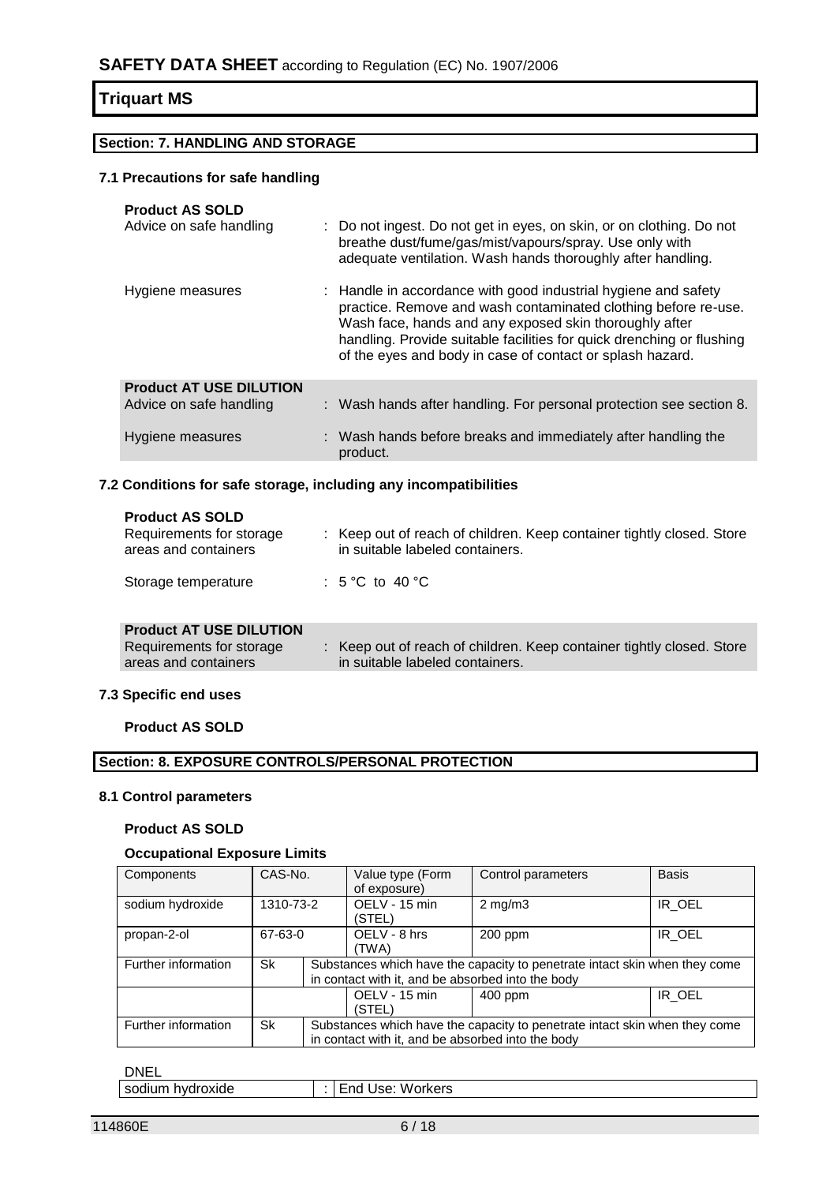## Section: 7. HANDLING AND STORAGE

### 7.1 Precautions for safe handling

**Product AS SOLD**

| | |
|---|---|
| Advice on safe handling | : Do not ingest. Do not get in eyes, on skin, or on clothing. Do not breathe dust/fume/gas/mist/vapours/spray. Use only with adequate ventilation. Wash hands thoroughly after handling. |
| Hygiene measures | : Handle in accordance with good industrial hygiene and safety practice. Remove and wash contaminated clothing before re-use. Wash face, hands and any exposed skin thoroughly after handling. Provide suitable facilities for quick drenching or flushing of the eyes and body in case of contact or splash hazard. |

**Product AT USE DILUTION**

| | |
|---|---|
| Advice on safe handling | : Wash hands after handling. For personal protection see section 8. |
| Hygiene measures | : Wash hands before breaks and immediately after handling the product. |

### 7.2 Conditions for safe storage, including any incompatibilities

**Product AS SOLD**

| | |
|---|---|
| Requirements for storage areas and containers | : Keep out of reach of children. Keep container tightly closed. Store in suitable labeled containers. |
| Storage temperature | : 5 °C to 40 °C |

**Product AT USE DILUTION**

| | |
|---|---|
| Requirements for storage areas and containers | : Keep out of reach of children. Keep container tightly closed. Store in suitable labeled containers. |

### 7.3 Specific end uses

**Product AS SOLD**

## Section: 8. EXPOSURE CONTROLS/PERSONAL PROTECTION

### 8.1 Control parameters

**Product AS SOLD**

**Occupational Exposure Limits**

| Components | CAS-No. | Value type (Form of exposure) | Control parameters | Basis |
|---|---|---|---|---|
| sodium hydroxide | 1310-73-2 | OELV - 15 min (STEL) | 2 mg/m3 | IR_OEL |
| propan-2-ol | 67-63-0 | OELV - 8 hrs (TWA) | 200 ppm | IR_OEL |
| Further information | Sk | Substances which have the capacity to penetrate intact skin when they come in contact with it, and be absorbed into the body | | |
| | | OELV - 15 min (STEL) | 400 ppm | IR_OEL |
| Further information | Sk | Substances which have the capacity to penetrate intact skin when they come in contact with it, and be absorbed into the body | | |

DNEL

| | |
|---|---|
| sodium hydroxide | : End Use: Workers |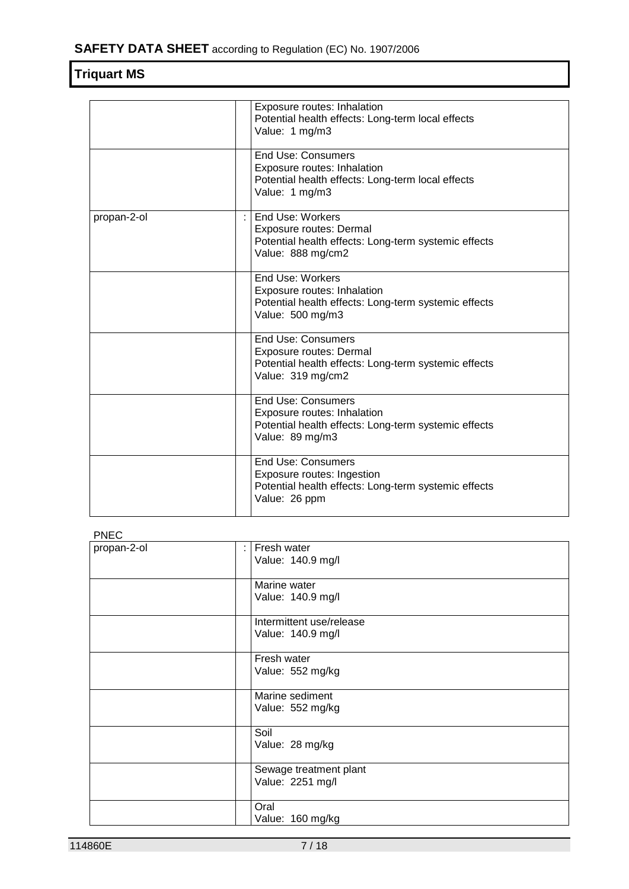| | | |
|---|---|---|
| | | Exposure routes: Inhalation<br>Potential health effects: Long-term local effects<br>Value: 1 mg/m3 |
| | | End Use: Consumers<br>Exposure routes: Inhalation<br>Potential health effects: Long-term local effects<br>Value: 1 mg/m3 |
| propan-2-ol | : | End Use: Workers<br>Exposure routes: Dermal<br>Potential health effects: Long-term systemic effects<br>Value: 888 mg/cm2 |
| | | End Use: Workers<br>Exposure routes: Inhalation<br>Potential health effects: Long-term systemic effects<br>Value: 500 mg/m3 |
| | | End Use: Consumers<br>Exposure routes: Dermal<br>Potential health effects: Long-term systemic effects<br>Value: 319 mg/cm2 |
| | | End Use: Consumers<br>Exposure routes: Inhalation<br>Potential health effects: Long-term systemic effects<br>Value: 89 mg/m3 |
| | | End Use: Consumers<br>Exposure routes: Ingestion<br>Potential health effects: Long-term systemic effects<br>Value: 26 ppm |

PNEC

| | | |
|---|---|---|
| propan-2-ol | : | Fresh water<br>Value: 140.9 mg/l |
| | | Marine water<br>Value: 140.9 mg/l |
| | | Intermittent use/release<br>Value: 140.9 mg/l |
| | | Fresh water<br>Value: 552 mg/kg |
| | | Marine sediment<br>Value: 552 mg/kg |
| | | Soil<br>Value: 28 mg/kg |
| | | Sewage treatment plant<br>Value: 2251 mg/l |
| | | Oral<br>Value: 160 mg/kg |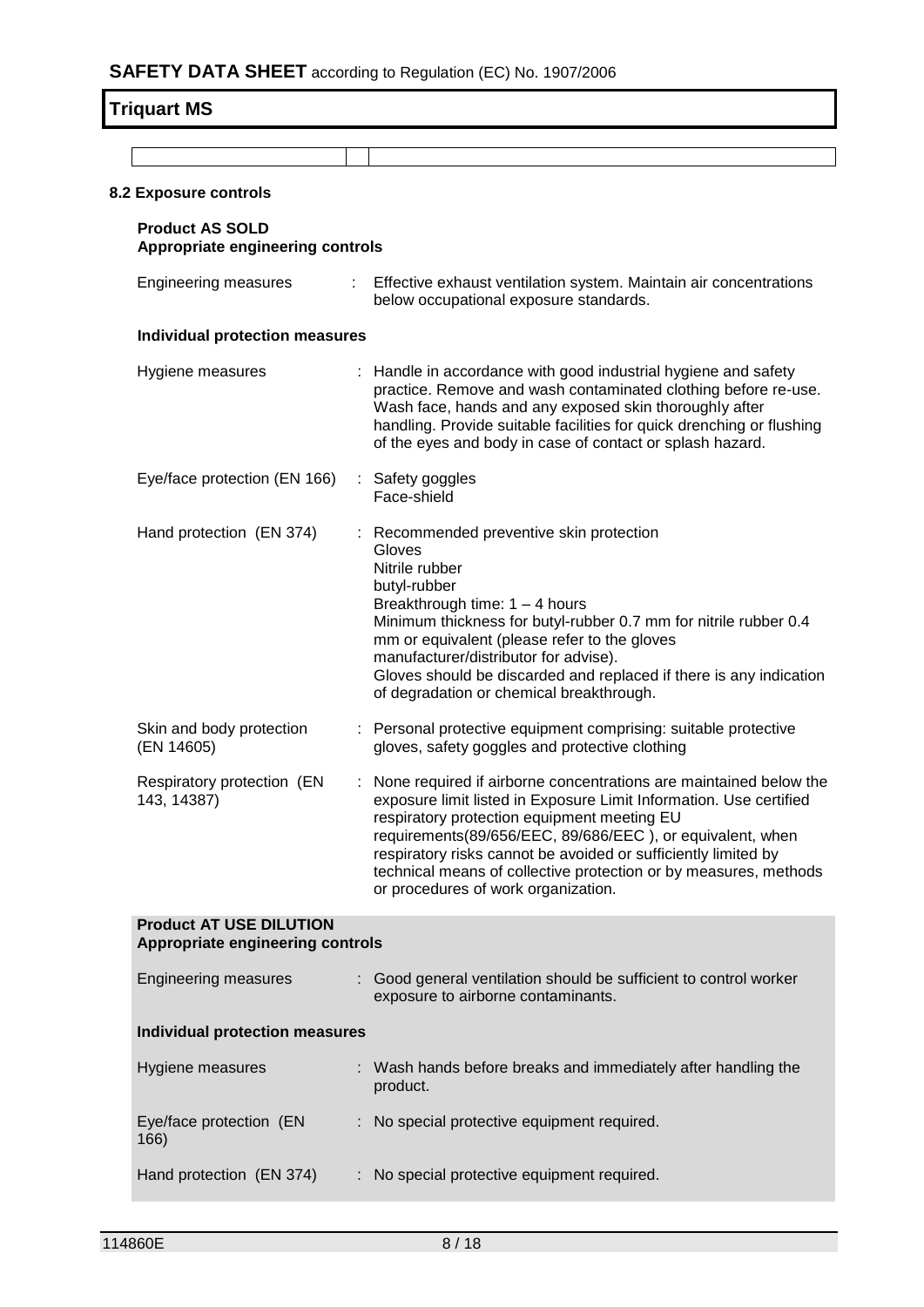### 8.2 Exposure controls

**Product AS SOLD**
**Appropriate engineering controls**

| | |
|---|---|
| Engineering measures | : Effective exhaust ventilation system. Maintain air concentrations below occupational exposure standards. |

**Individual protection measures**

| | |
|---|---|
| Hygiene measures | : Handle in accordance with good industrial hygiene and safety practice. Remove and wash contaminated clothing before re-use. Wash face, hands and any exposed skin thoroughly after handling. Provide suitable facilities for quick drenching or flushing of the eyes and body in case of contact or splash hazard. |
| Eye/face protection (EN 166) | : Safety goggles<br>Face-shield |
| Hand protection (EN 374) | : Recommended preventive skin protection<br>Gloves<br>Nitrile rubber<br>butyl-rubber<br>Breakthrough time: 1 – 4 hours<br>Minimum thickness for butyl-rubber 0.7 mm for nitrile rubber 0.4 mm or equivalent (please refer to the gloves manufacturer/distributor for advise).<br>Gloves should be discarded and replaced if there is any indication of degradation or chemical breakthrough. |
| Skin and body protection (EN 14605) | : Personal protective equipment comprising: suitable protective gloves, safety goggles and protective clothing |
| Respiratory protection (EN 143, 14387) | : None required if airborne concentrations are maintained below the exposure limit listed in Exposure Limit Information. Use certified respiratory protection equipment meeting EU requirements(89/656/EEC, 89/686/EEC ), or equivalent, when respiratory risks cannot be avoided or sufficiently limited by technical means of collective protection or by measures, methods or procedures of work organization. |

**Product AT USE DILUTION**
**Appropriate engineering controls**

| | |
|---|---|
| Engineering measures | : Good general ventilation should be sufficient to control worker exposure to airborne contaminants. |

**Individual protection measures**

| | |
|---|---|
| Hygiene measures | : Wash hands before breaks and immediately after handling the product. |
| Eye/face protection (EN 166) | : No special protective equipment required. |
| Hand protection (EN 374) | : No special protective equipment required. |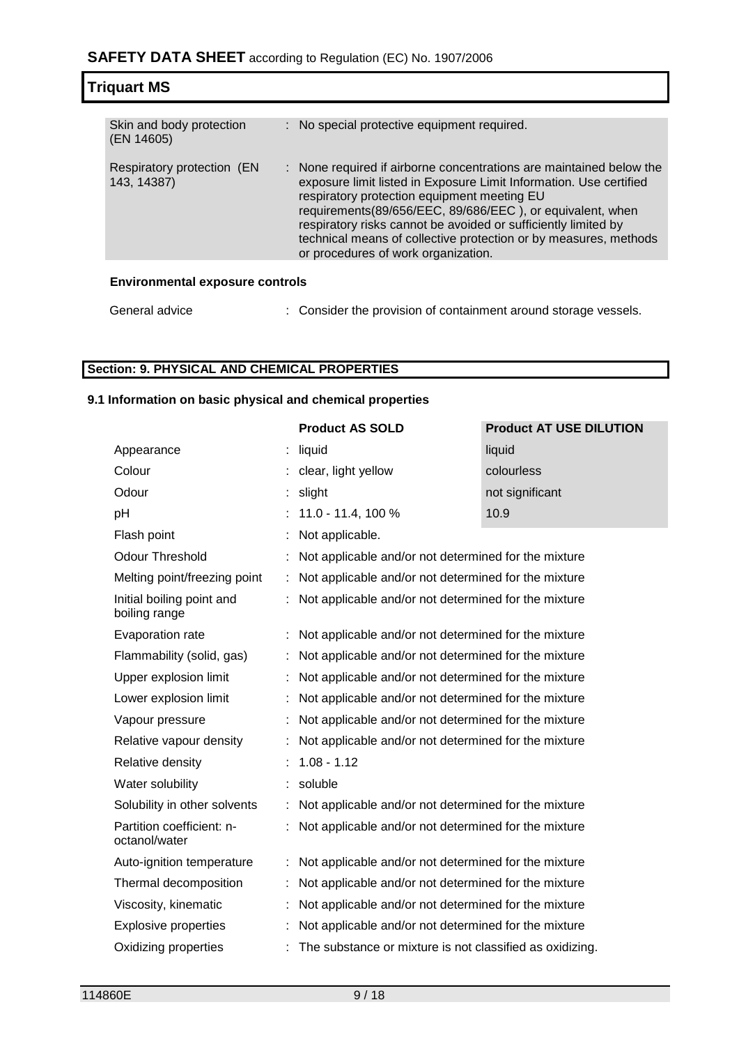| | | |
|---|---|---|
| Skin and body protection (EN 14605) | : | No special protective equipment required. |
| Respiratory protection (EN 143, 14387) | : | None required if airborne concentrations are maintained below the exposure limit listed in Exposure Limit Information. Use certified respiratory protection equipment meeting EU requirements(89/656/EEC, 89/686/EEC ), or equivalent, when respiratory risks cannot be avoided or sufficiently limited by technical means of collective protection or by measures, methods or procedures of work organization. |

**Environmental exposure controls**

| | | |
|---|---|---|
| General advice | : | Consider the provision of containment around storage vessels. |

## Section: 9. PHYSICAL AND CHEMICAL PROPERTIES

### 9.1 Information on basic physical and chemical properties

| | | Product AS SOLD | Product AT USE DILUTION |
|---|---|---|---|
| Appearance | : | liquid | liquid |
| Colour | : | clear, light yellow | colourless |
| Odour | : | slight | not significant |
| pH | : | 11.0 - 11.4, 100 % | 10.9 |
| Flash point | : | Not applicable. | |
| Odour Threshold | : | Not applicable and/or not determined for the mixture | |
| Melting point/freezing point | : | Not applicable and/or not determined for the mixture | |
| Initial boiling point and boiling range | : | Not applicable and/or not determined for the mixture | |
| Evaporation rate | : | Not applicable and/or not determined for the mixture | |
| Flammability (solid, gas) | : | Not applicable and/or not determined for the mixture | |
| Upper explosion limit | : | Not applicable and/or not determined for the mixture | |
| Lower explosion limit | : | Not applicable and/or not determined for the mixture | |
| Vapour pressure | : | Not applicable and/or not determined for the mixture | |
| Relative vapour density | : | Not applicable and/or not determined for the mixture | |
| Relative density | : | 1.08 - 1.12 | |
| Water solubility | : | soluble | |
| Solubility in other solvents | : | Not applicable and/or not determined for the mixture | |
| Partition coefficient: n-octanol/water | : | Not applicable and/or not determined for the mixture | |
| Auto-ignition temperature | : | Not applicable and/or not determined for the mixture | |
| Thermal decomposition | : | Not applicable and/or not determined for the mixture | |
| Viscosity, kinematic | : | Not applicable and/or not determined for the mixture | |
| Explosive properties | : | Not applicable and/or not determined for the mixture | |
| Oxidizing properties | : | The substance or mixture is not classified as oxidizing. | |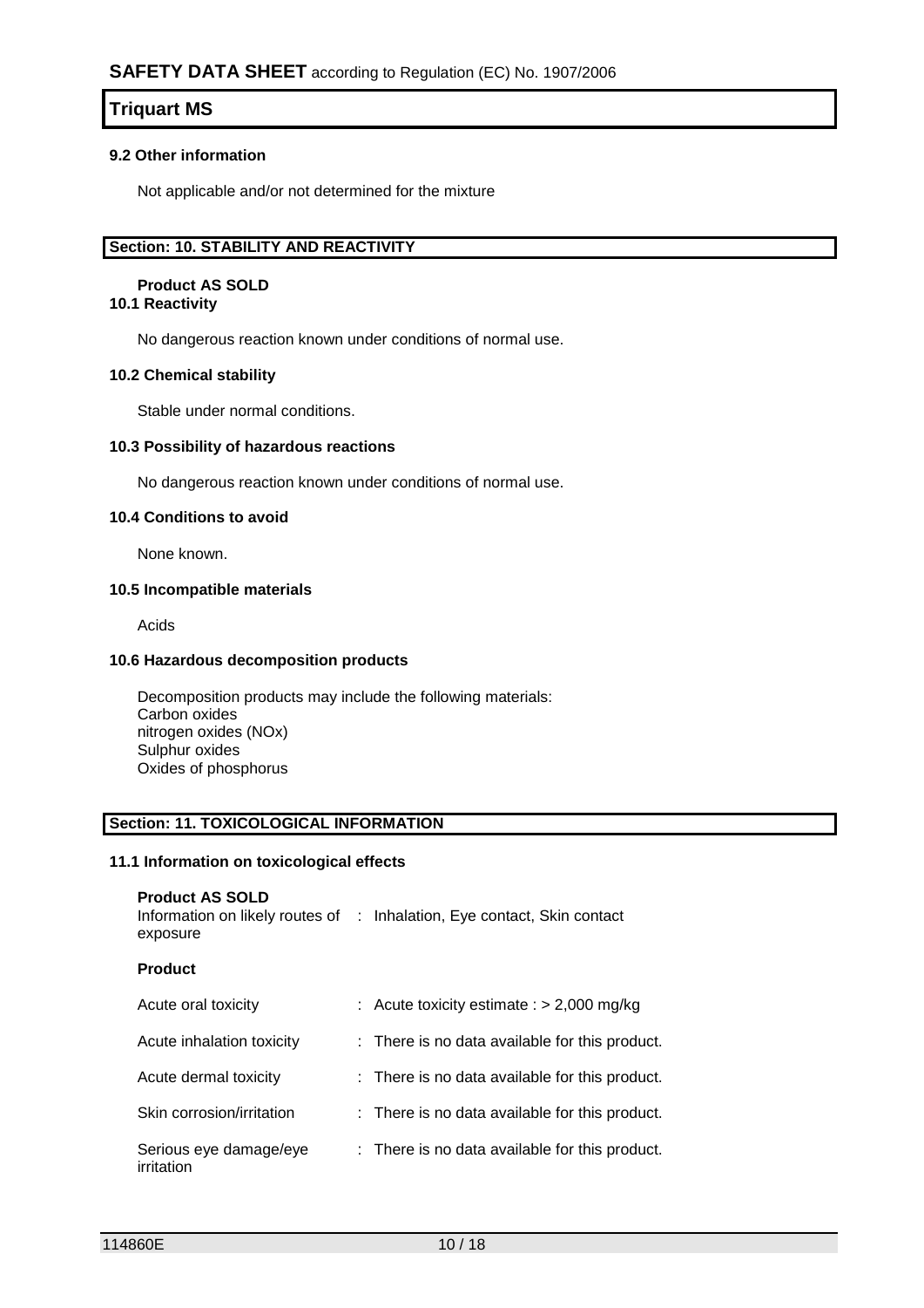### 9.2 Other information

Not applicable and/or not determined for the mixture

## Section: 10. STABILITY AND REACTIVITY

**Product AS SOLD**

### 10.1 Reactivity

No dangerous reaction known under conditions of normal use.

### 10.2 Chemical stability

Stable under normal conditions.

### 10.3 Possibility of hazardous reactions

No dangerous reaction known under conditions of normal use.

### 10.4 Conditions to avoid

None known.

### 10.5 Incompatible materials

Acids

### 10.6 Hazardous decomposition products

Decomposition products may include the following materials:
Carbon oxides
nitrogen oxides (NOx)
Sulphur oxides
Oxides of phosphorus

## Section: 11. TOXICOLOGICAL INFORMATION

### 11.1 Information on toxicological effects

**Product AS SOLD**

Information on likely routes of exposure : Inhalation, Eye contact, Skin contact

**Product**

| | |
|---|---|
| Acute oral toxicity | : Acute toxicity estimate : > 2,000 mg/kg |
| Acute inhalation toxicity | : There is no data available for this product. |
| Acute dermal toxicity | : There is no data available for this product. |
| Skin corrosion/irritation | : There is no data available for this product. |
| Serious eye damage/eye irritation | : There is no data available for this product. |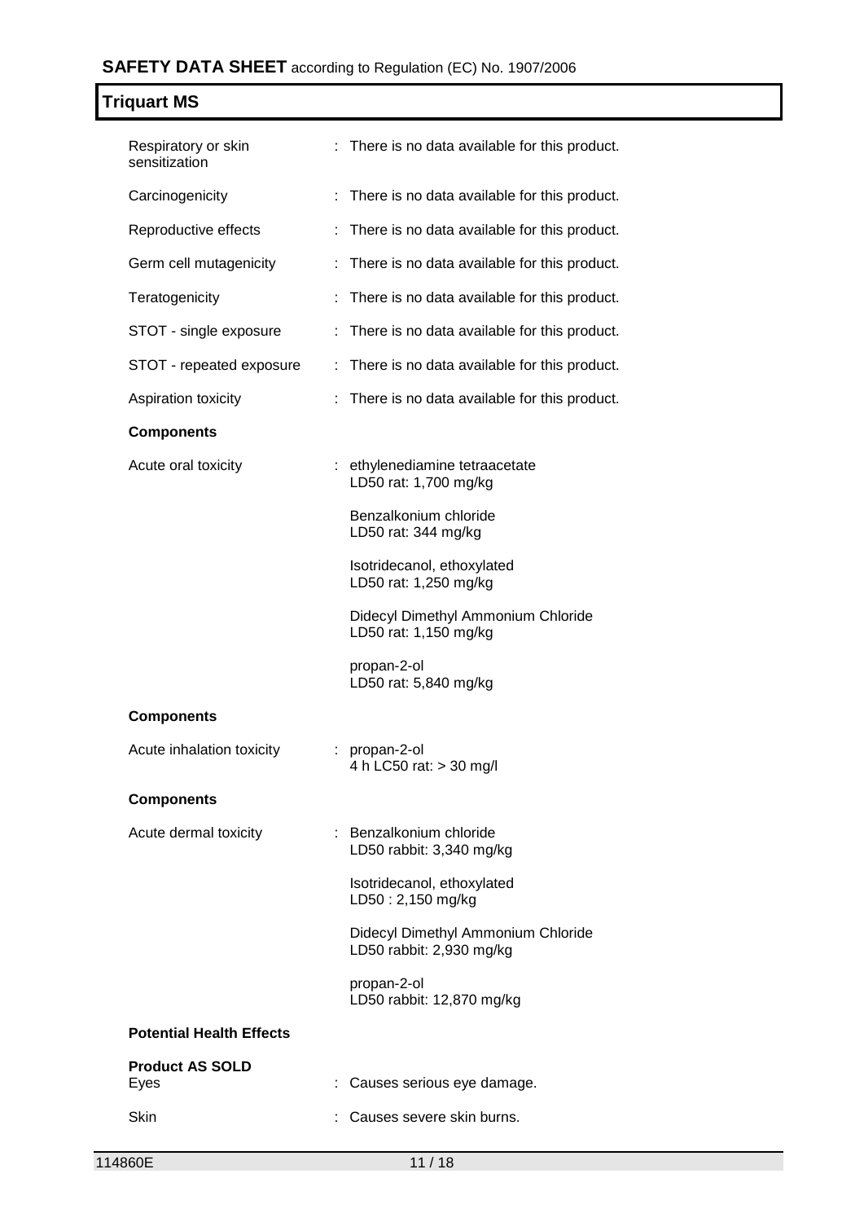| | | |
|---|---|---|
| Respiratory or skin sensitization | : | There is no data available for this product. |
| Carcinogenicity | : | There is no data available for this product. |
| Reproductive effects | : | There is no data available for this product. |
| Germ cell mutagenicity | : | There is no data available for this product. |
| Teratogenicity | : | There is no data available for this product. |
| STOT - single exposure | : | There is no data available for this product. |
| STOT - repeated exposure | : | There is no data available for this product. |
| Aspiration toxicity | : | There is no data available for this product. |

**Components**

| | | |
|---|---|---|
| Acute oral toxicity | : | ethylenediamine tetraacetate<br>LD50 rat: 1,700 mg/kg |
| | | Benzalkonium chloride<br>LD50 rat: 344 mg/kg |
| | | Isotridecanol, ethoxylated<br>LD50 rat: 1,250 mg/kg |
| | | Didecyl Dimethyl Ammonium Chloride<br>LD50 rat: 1,150 mg/kg |
| | | propan-2-ol<br>LD50 rat: 5,840 mg/kg |

**Components**

| | | |
|---|---|---|
| Acute inhalation toxicity | : | propan-2-ol<br>4 h LC50 rat: > 30 mg/l |

**Components**

| | | |
|---|---|---|
| Acute dermal toxicity | : | Benzalkonium chloride<br>LD50 rabbit: 3,340 mg/kg |
| | | Isotridecanol, ethoxylated<br>LD50 : 2,150 mg/kg |
| | | Didecyl Dimethyl Ammonium Chloride<br>LD50 rabbit: 2,930 mg/kg |
| | | propan-2-ol<br>LD50 rabbit: 12,870 mg/kg |

**Potential Health Effects**

**Product AS SOLD**

| | | |
|---|---|---|
| Eyes | : | Causes serious eye damage. |
| Skin | : | Causes severe skin burns. |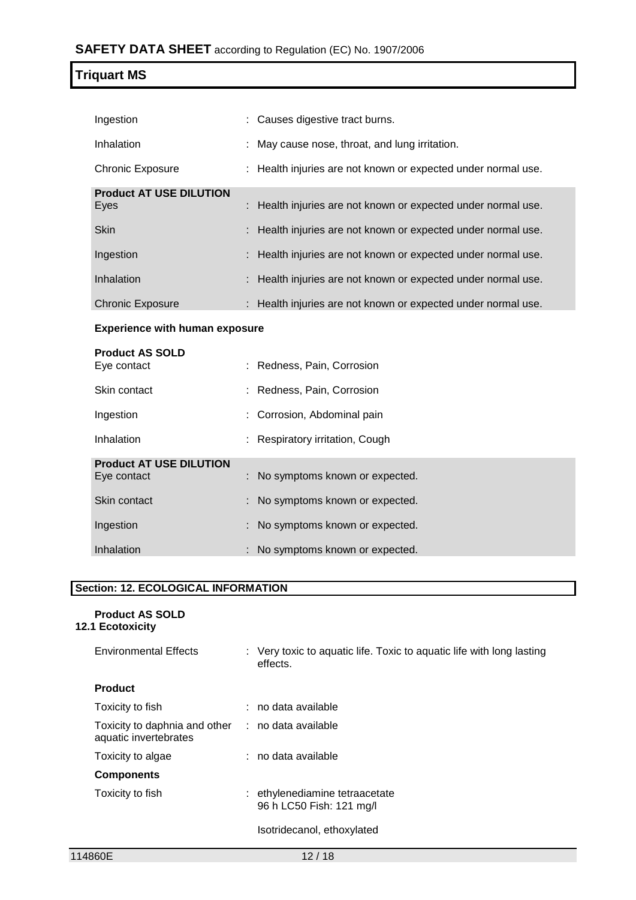| | |
|---|---|
| Ingestion | : Causes digestive tract burns. |
| Inhalation | : May cause nose, throat, and lung irritation. |
| Chronic Exposure | : Health injuries are not known or expected under normal use. |

**Product AT USE DILUTION**

| | |
|---|---|
| Eyes | : Health injuries are not known or expected under normal use. |
| Skin | : Health injuries are not known or expected under normal use. |
| Ingestion | : Health injuries are not known or expected under normal use. |
| Inhalation | : Health injuries are not known or expected under normal use. |
| Chronic Exposure | : Health injuries are not known or expected under normal use. |

**Experience with human exposure**

**Product AS SOLD**

| | |
|---|---|
| Eye contact | : Redness, Pain, Corrosion |
| Skin contact | : Redness, Pain, Corrosion |
| Ingestion | : Corrosion, Abdominal pain |
| Inhalation | : Respiratory irritation, Cough |

**Product AT USE DILUTION**

| | |
|---|---|
| Eye contact | : No symptoms known or expected. |
| Skin contact | : No symptoms known or expected. |
| Ingestion | : No symptoms known or expected. |
| Inhalation | : No symptoms known or expected. |

## Section: 12. ECOLOGICAL INFORMATION

**Product AS SOLD**

**12.1 Ecotoxicity**

Environmental Effects : Very toxic to aquatic life. Toxic to aquatic life with long lasting effects.

**Product**

| | |
|---|---|
| Toxicity to fish | : no data available |
| Toxicity to daphnia and other aquatic invertebrates | : no data available |
| Toxicity to algae | : no data available |

**Components**

Toxicity to fish : ethylenediamine tetraacetate
96 h LC50 Fish: 121 mg/l

Isotridecanol, ethoxylated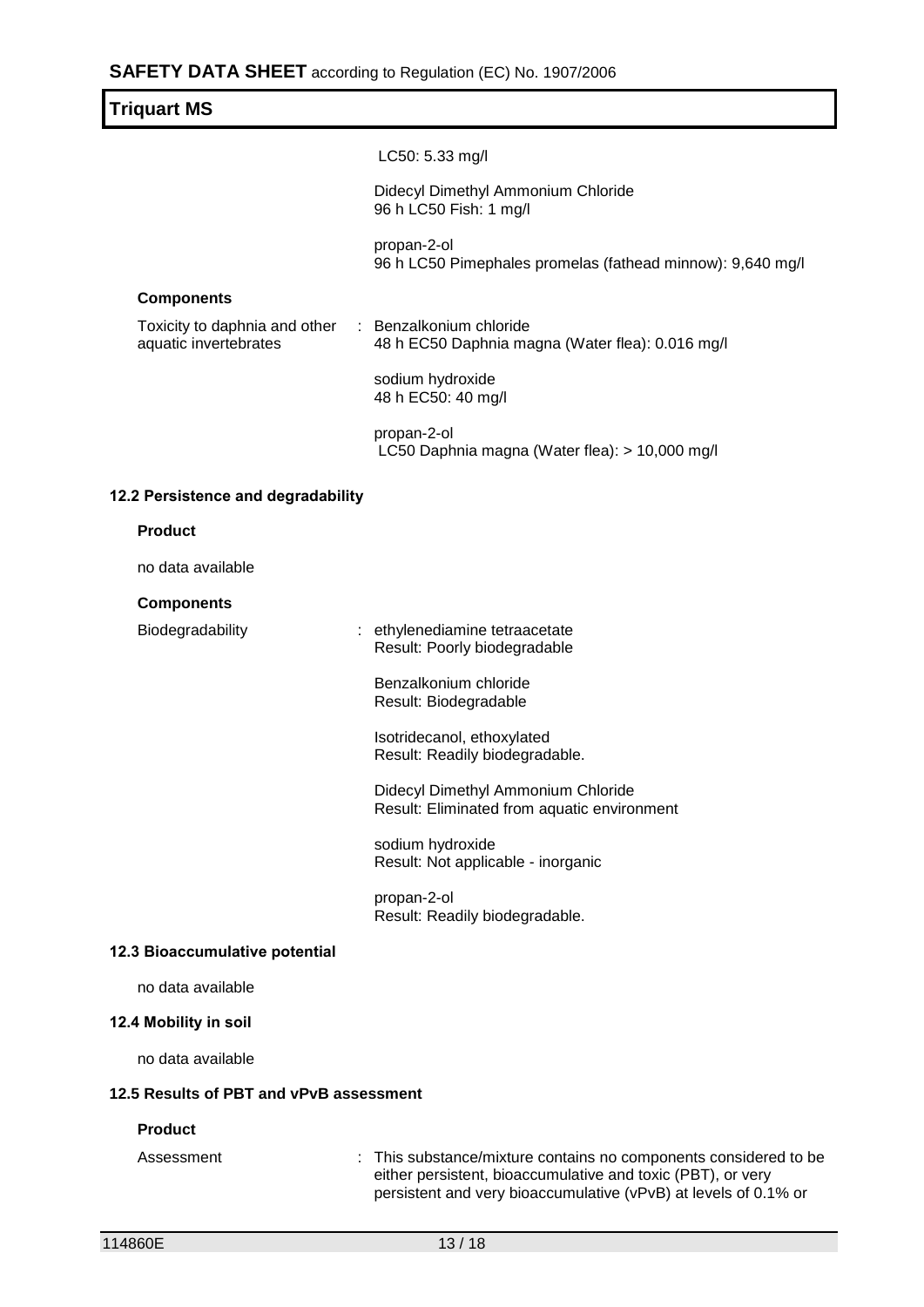LC50: 5.33 mg/l

Didecyl Dimethyl Ammonium Chloride
96 h LC50 Fish: 1 mg/l

propan-2-ol
96 h LC50 Pimephales promelas (fathead minnow): 9,640 mg/l

**Components**

Toxicity to daphnia and other aquatic invertebrates : Benzalkonium chloride
48 h EC50 Daphnia magna (Water flea): 0.016 mg/l

sodium hydroxide
48 h EC50: 40 mg/l

propan-2-ol
LC50 Daphnia magna (Water flea): > 10,000 mg/l

### 12.2 Persistence and degradability

**Product**

no data available

**Components**

Biodegradability : ethylenediamine tetraacetate
Result: Poorly biodegradable

Benzalkonium chloride
Result: Biodegradable

Isotridecanol, ethoxylated
Result: Readily biodegradable.

Didecyl Dimethyl Ammonium Chloride
Result: Eliminated from aquatic environment

sodium hydroxide
Result: Not applicable - inorganic

propan-2-ol
Result: Readily biodegradable.

### 12.3 Bioaccumulative potential

no data available

### 12.4 Mobility in soil

no data available

### 12.5 Results of PBT and vPvB assessment

**Product**

Assessment : This substance/mixture contains no components considered to be either persistent, bioaccumulative and toxic (PBT), or very persistent and very bioaccumulative (vPvB) at levels of 0.1% or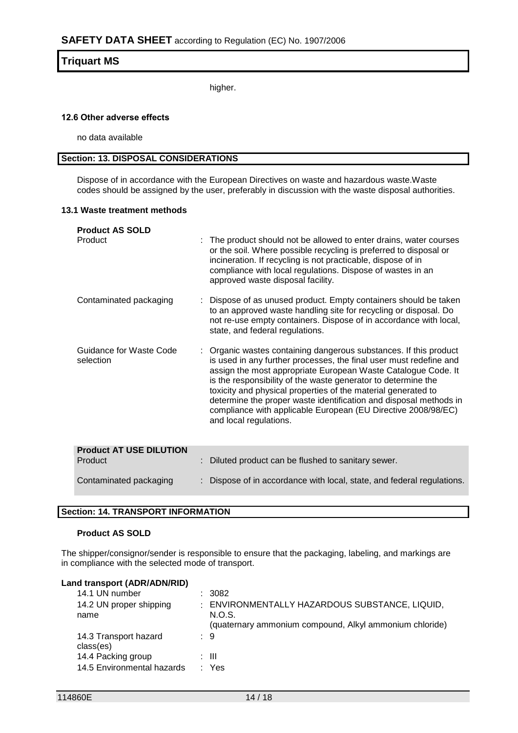higher.

#### 12.6 Other adverse effects

no data available

## Section: 13. DISPOSAL CONSIDERATIONS

Dispose of in accordance with the European Directives on waste and hazardous waste.Waste codes should be assigned by the user, preferably in discussion with the waste disposal authorities.

#### 13.1 Waste treatment methods

**Product AS SOLD**

| | |
|---|---|
| Product | : The product should not be allowed to enter drains, water courses or the soil. Where possible recycling is preferred to disposal or incineration. If recycling is not practicable, dispose of in compliance with local regulations. Dispose of wastes in an approved waste disposal facility. |
| Contaminated packaging | : Dispose of as unused product. Empty containers should be taken to an approved waste handling site for recycling or disposal. Do not re-use empty containers. Dispose of in accordance with local, state, and federal regulations. |
| Guidance for Waste Code selection | : Organic wastes containing dangerous substances. If this product is used in any further processes, the final user must redefine and assign the most appropriate European Waste Catalogue Code. It is the responsibility of the waste generator to determine the toxicity and physical properties of the material generated to determine the proper waste identification and disposal methods in compliance with applicable European (EU Directive 2008/98/EC) and local regulations. |

**Product AT USE DILUTION**

| | |
|---|---|
| Product | : Diluted product can be flushed to sanitary sewer. |
| Contaminated packaging | : Dispose of in accordance with local, state, and federal regulations. |

## Section: 14. TRANSPORT INFORMATION

**Product AS SOLD**

The shipper/consignor/sender is responsible to ensure that the packaging, labeling, and markings are in compliance with the selected mode of transport.

**Land transport (ADR/ADN/RID)**

| | |
|---|---|
| 14.1 UN number | : 3082 |
| 14.2 UN proper shipping name | : ENVIRONMENTALLY HAZARDOUS SUBSTANCE, LIQUID, N.O.S. (quaternary ammonium compound, Alkyl ammonium chloride) |
| 14.3 Transport hazard class(es) | : 9 |
| 14.4 Packing group | : III |
| 14.5 Environmental hazards | : Yes |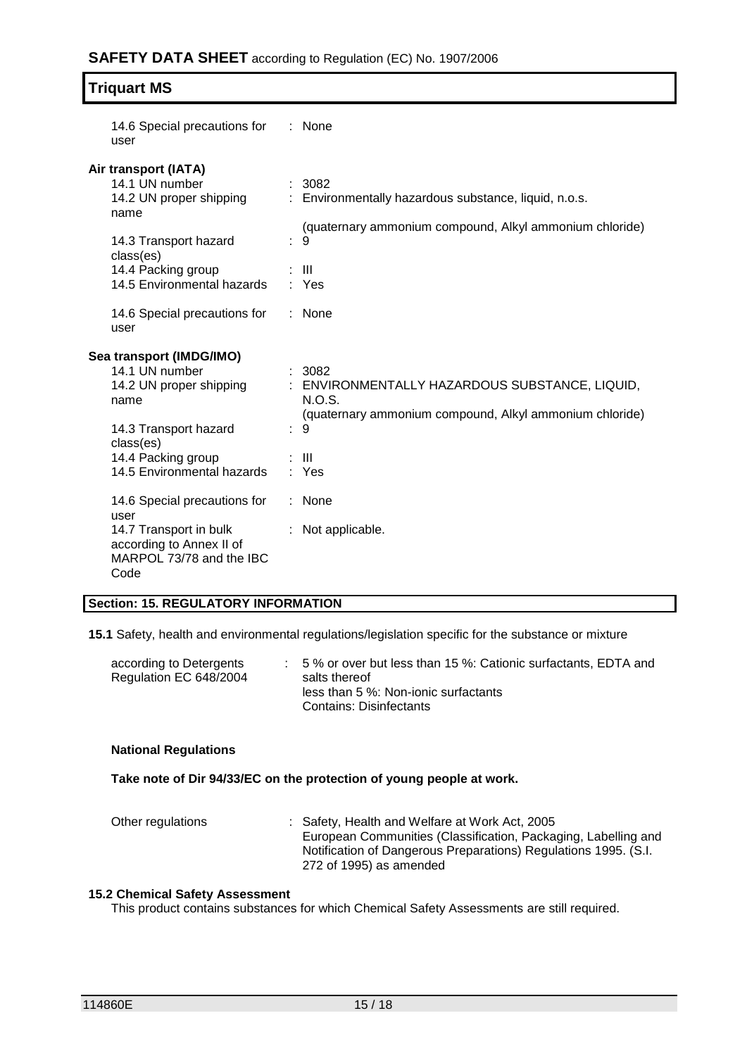# Triquart MS

| | | |
|---|---|---|
| 14.6 Special precautions for user | : | None |

**Air transport (IATA)**

| | | |
|---|---|---|
| 14.1 UN number | : | 3082 |
| 14.2 UN proper shipping name | : | Environmentally hazardous substance, liquid, n.o.s. (quaternary ammonium compound, Alkyl ammonium chloride) |
| 14.3 Transport hazard class(es) | : | 9 |
| 14.4 Packing group | : | III |
| 14.5 Environmental hazards | : | Yes |
| 14.6 Special precautions for user | : | None |

**Sea transport (IMDG/IMO)**

| | | |
|---|---|---|
| 14.1 UN number | : | 3082 |
| 14.2 UN proper shipping name | : | ENVIRONMENTALLY HAZARDOUS SUBSTANCE, LIQUID, N.O.S. (quaternary ammonium compound, Alkyl ammonium chloride) |
| 14.3 Transport hazard class(es) | : | 9 |
| 14.4 Packing group | : | III |
| 14.5 Environmental hazards | : | Yes |
| 14.6 Special precautions for user | : | None |
| 14.7 Transport in bulk according to Annex II of MARPOL 73/78 and the IBC Code | : | Not applicable. |

## Section: 15. REGULATORY INFORMATION

**15.1** Safety, health and environmental regulations/legislation specific for the substance or mixture

| | | |
|---|---|---|
| according to Detergents Regulation EC 648/2004 | : | 5 % or over but less than 15 %: Cationic surfactants, EDTA and salts thereof<br>less than 5 %: Non-ionic surfactants<br>Contains: Disinfectants |

**National Regulations**

**Take note of Dir 94/33/EC on the protection of young people at work.**

| | | |
|---|---|---|
| Other regulations | : | Safety, Health and Welfare at Work Act, 2005<br>European Communities (Classification, Packaging, Labelling and Notification of Dangerous Preparations) Regulations 1995. (S.I. 272 of 1995) as amended |

**15.2 Chemical Safety Assessment**

This product contains substances for which Chemical Safety Assessments are still required.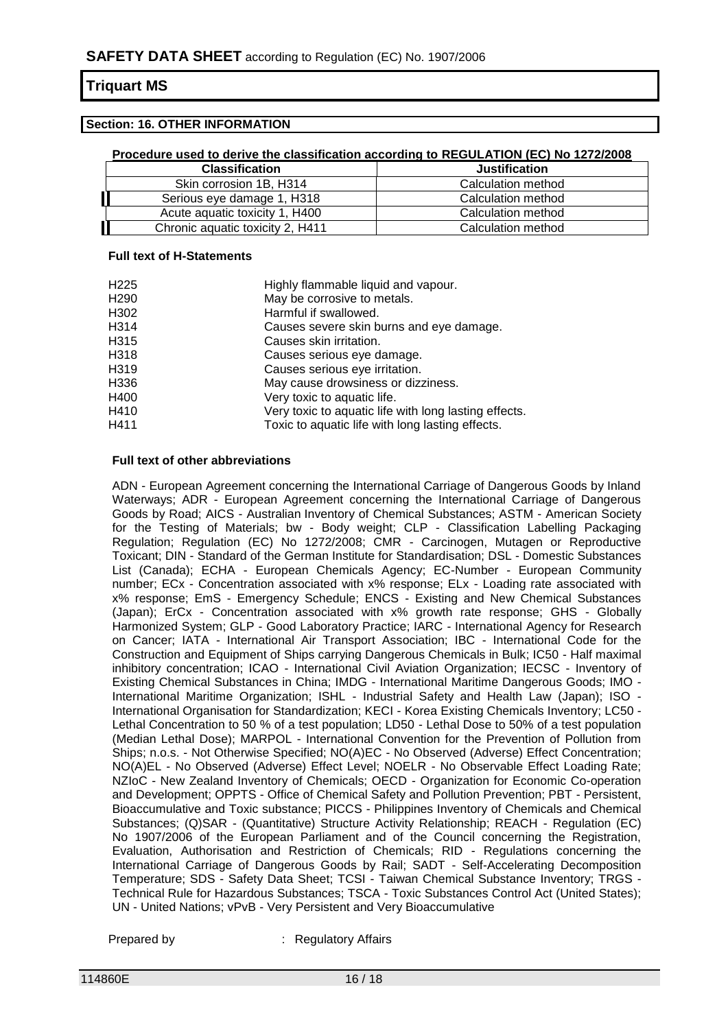## Section: 16. OTHER INFORMATION

**Procedure used to derive the classification according to REGULATION (EC) No 1272/2008**

| Classification | Justification |
|---|---|
| Skin corrosion 1B, H314 | Calculation method |
| Serious eye damage 1, H318 | Calculation method |
| Acute aquatic toxicity 1, H400 | Calculation method |
| Chronic aquatic toxicity 2, H411 | Calculation method |

**Full text of H-Statements**

| | |
|---|---|
| H225 | Highly flammable liquid and vapour. |
| H290 | May be corrosive to metals. |
| H302 | Harmful if swallowed. |
| H314 | Causes severe skin burns and eye damage. |
| H315 | Causes skin irritation. |
| H318 | Causes serious eye damage. |
| H319 | Causes serious eye irritation. |
| H336 | May cause drowsiness or dizziness. |
| H400 | Very toxic to aquatic life. |
| H410 | Very toxic to aquatic life with long lasting effects. |
| H411 | Toxic to aquatic life with long lasting effects. |

**Full text of other abbreviations**

ADN - European Agreement concerning the International Carriage of Dangerous Goods by Inland Waterways; ADR - European Agreement concerning the International Carriage of Dangerous Goods by Road; AICS - Australian Inventory of Chemical Substances; ASTM - American Society for the Testing of Materials; bw - Body weight; CLP - Classification Labelling Packaging Regulation; Regulation (EC) No 1272/2008; CMR - Carcinogen, Mutagen or Reproductive Toxicant; DIN - Standard of the German Institute for Standardisation; DSL - Domestic Substances List (Canada); ECHA - European Chemicals Agency; EC-Number - European Community number; ECx - Concentration associated with x% response; ELx - Loading rate associated with x% response; EmS - Emergency Schedule; ENCS - Existing and New Chemical Substances (Japan); ErCx - Concentration associated with x% growth rate response; GHS - Globally Harmonized System; GLP - Good Laboratory Practice; IARC - International Agency for Research on Cancer; IATA - International Air Transport Association; IBC - International Code for the Construction and Equipment of Ships carrying Dangerous Chemicals in Bulk; IC50 - Half maximal inhibitory concentration; ICAO - International Civil Aviation Organization; IECSC - Inventory of Existing Chemical Substances in China; IMDG - International Maritime Dangerous Goods; IMO - International Maritime Organization; ISHL - Industrial Safety and Health Law (Japan); ISO - International Organisation for Standardization; KECI - Korea Existing Chemicals Inventory; LC50 - Lethal Concentration to 50 % of a test population; LD50 - Lethal Dose to 50% of a test population (Median Lethal Dose); MARPOL - International Convention for the Prevention of Pollution from Ships; n.o.s. - Not Otherwise Specified; NO(A)EC - No Observed (Adverse) Effect Concentration; NO(A)EL - No Observed (Adverse) Effect Level; NOELR - No Observable Effect Loading Rate; NZIoC - New Zealand Inventory of Chemicals; OECD - Organization for Economic Co-operation and Development; OPPTS - Office of Chemical Safety and Pollution Prevention; PBT - Persistent, Bioaccumulative and Toxic substance; PICCS - Philippines Inventory of Chemicals and Chemical Substances; (Q)SAR - (Quantitative) Structure Activity Relationship; REACH - Regulation (EC) No 1907/2006 of the European Parliament and of the Council concerning the Registration, Evaluation, Authorisation and Restriction of Chemicals; RID - Regulations concerning the International Carriage of Dangerous Goods by Rail; SADT - Self-Accelerating Decomposition Temperature; SDS - Safety Data Sheet; TCSI - Taiwan Chemical Substance Inventory; TRGS - Technical Rule for Hazardous Substances; TSCA - Toxic Substances Control Act (United States); UN - United Nations; vPvB - Very Persistent and Very Bioaccumulative

Prepared by : Regulatory Affairs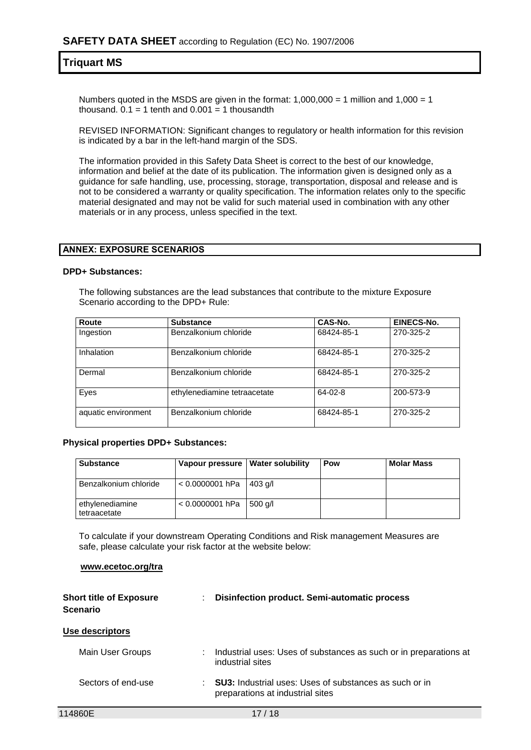Numbers quoted in the MSDS are given in the format: 1,000,000 = 1 million and 1,000 = 1 thousand. 0.1 = 1 tenth and 0.001 = 1 thousandth

REVISED INFORMATION: Significant changes to regulatory or health information for this revision is indicated by a bar in the left-hand margin of the SDS.

The information provided in this Safety Data Sheet is correct to the best of our knowledge, information and belief at the date of its publication. The information given is designed only as a guidance for safe handling, use, processing, storage, transportation, disposal and release and is not to be considered a warranty or quality specification. The information relates only to the specific material designated and may not be valid for such material used in combination with any other materials or in any process, unless specified in the text.

## ANNEX: EXPOSURE SCENARIOS

**DPD+ Substances:**

The following substances are the lead substances that contribute to the mixture Exposure Scenario according to the DPD+ Rule:

| Route | Substance | CAS-No. | EINECS-No. |
|---|---|---|---|
| Ingestion | Benzalkonium chloride | 68424-85-1 | 270-325-2 |
| Inhalation | Benzalkonium chloride | 68424-85-1 | 270-325-2 |
| Dermal | Benzalkonium chloride | 68424-85-1 | 270-325-2 |
| Eyes | ethylenediamine tetraacetate | 64-02-8 | 200-573-9 |
| aquatic environment | Benzalkonium chloride | 68424-85-1 | 270-325-2 |

**Physical properties DPD+ Substances:**

| Substance | Vapour pressure | Water solubility | Pow | Molar Mass |
|---|---|---|---|---|
| Benzalkonium chloride | < 0.0000001 hPa | 403 g/l | | |
| ethylenediamine tetraacetate | < 0.0000001 hPa | 500 g/l | | |

To calculate if your downstream Operating Conditions and Risk management Measures are safe, please calculate your risk factor at the website below:

**www.ecetoc.org/tra**

**Short title of Exposure Scenario** : **Disinfection product. Semi-automatic process**

**Use descriptors**

Main User Groups : Industrial uses: Uses of substances as such or in preparations at industrial sites

Sectors of end-use : **SU3:** Industrial uses: Uses of substances as such or in preparations at industrial sites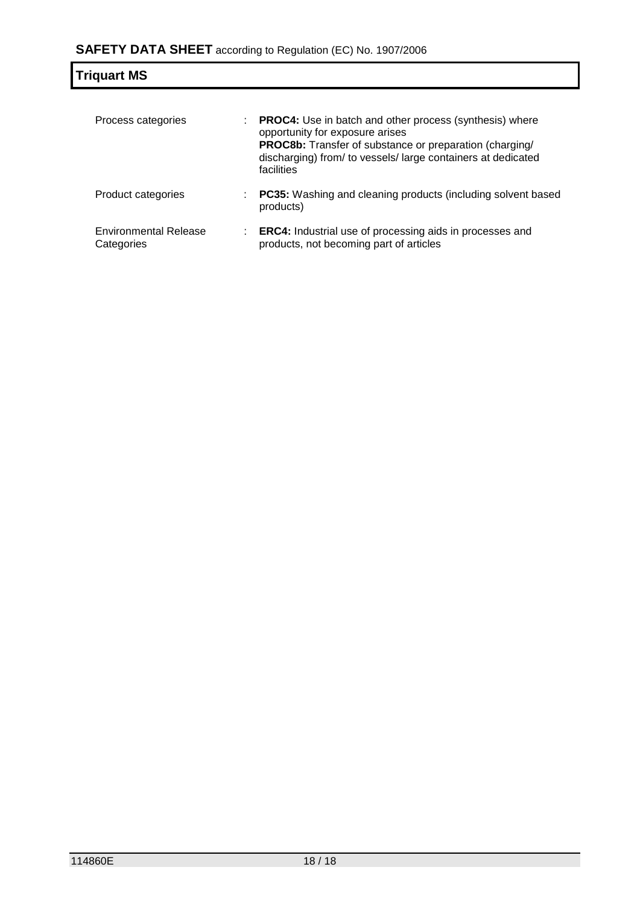| | | |
|---|---|---|
| Process categories | : | **PROC4:** Use in batch and other process (synthesis) where opportunity for exposure arises<br>**PROC8b:** Transfer of substance or preparation (charging/ discharging) from/ to vessels/ large containers at dedicated facilities |
| Product categories | : | **PC35:** Washing and cleaning products (including solvent based products) |
| Environmental Release Categories | : | **ERC4:** Industrial use of processing aids in processes and products, not becoming part of articles |